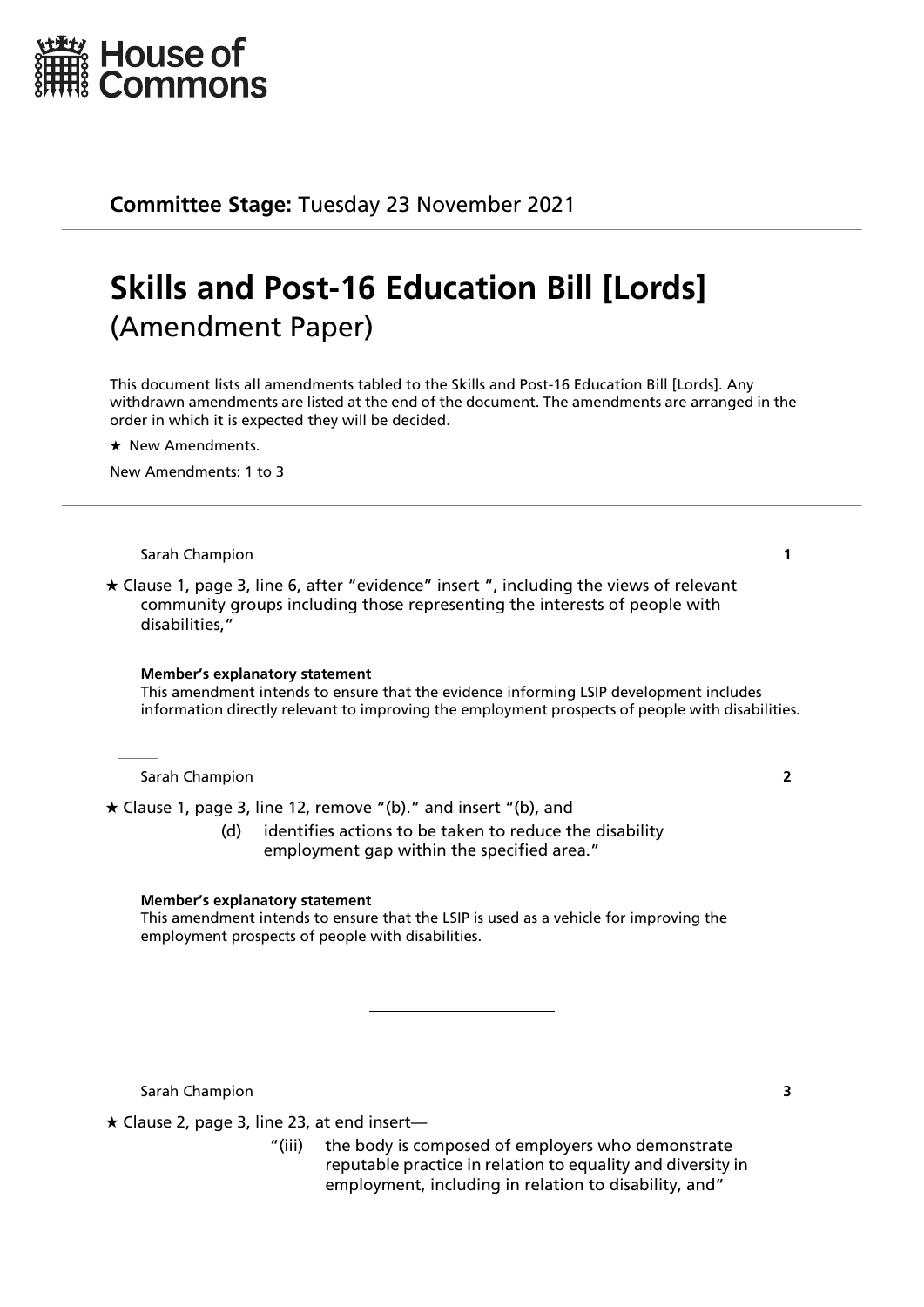House of Commons

**Committee Stage:** Tuesday 23 November 2021

# Skills and Post-16 Education Bill [Lords]
## (Amendment Paper)

This document lists all amendments tabled to the Skills and Post-16 Education Bill [Lords]. Any withdrawn amendments are listed at the end of the document. The amendments are arranged in the order in which it is expected they will be decided.

★ New Amendments.

New Amendments: 1 to 3

---

Sarah Champion **1**

★ Clause 1, page 3, line 6, after "evidence" insert ", including the views of relevant community groups including those representing the interests of people with disabilities,"

**Member's explanatory statement**

This amendment intends to ensure that the evidence informing LSIP development includes information directly relevant to improving the employment prospects of people with disabilities.

---

Sarah Champion **2**

★ Clause 1, page 3, line 12, remove "(b)." and insert "(b), and

(d) identifies actions to be taken to reduce the disability employment gap within the specified area."

**Member's explanatory statement**

This amendment intends to ensure that the LSIP is used as a vehicle for improving the employment prospects of people with disabilities.

---

Sarah Champion **3**

★ Clause 2, page 3, line 23, at end insert—

"(iii) the body is composed of employers who demonstrate reputable practice in relation to equality and diversity in employment, including in relation to disability, and"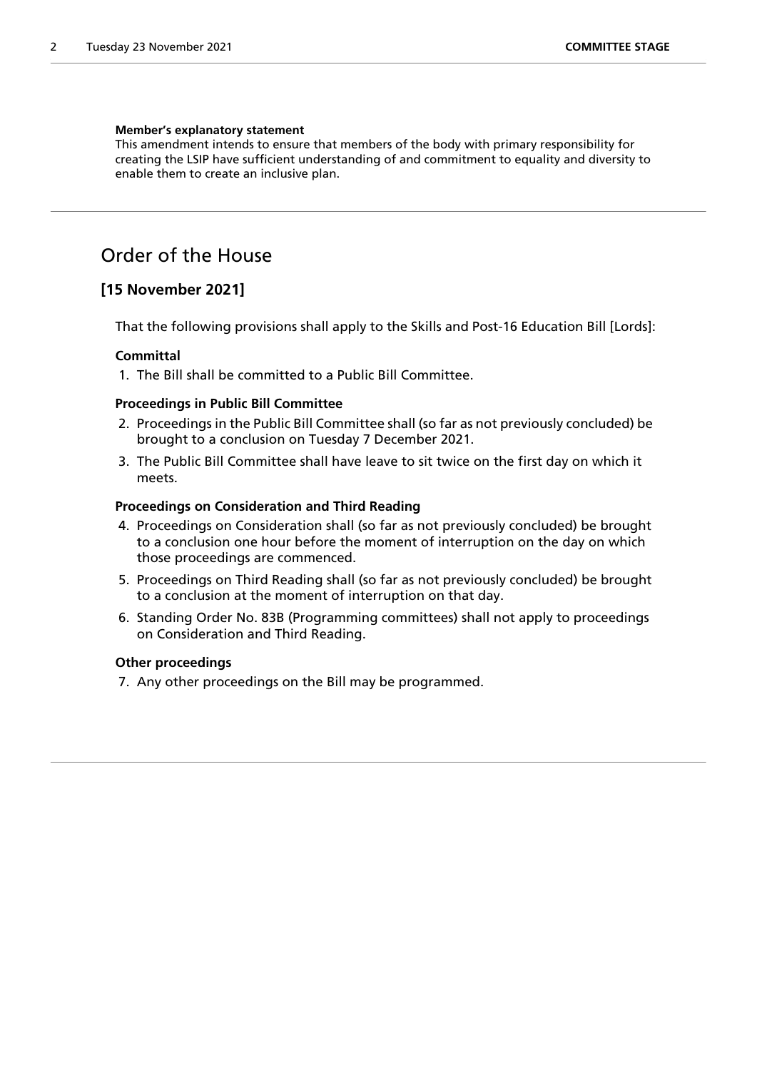**Member's explanatory statement**

This amendment intends to ensure that members of the body with primary responsibility for creating the LSIP have sufficient understanding of and commitment to equality and diversity to enable them to create an inclusive plan.

## Order of the House

### [15 November 2021]

That the following provisions shall apply to the Skills and Post-16 Education Bill [Lords]:

**Committal**

1. The Bill shall be committed to a Public Bill Committee.

**Proceedings in Public Bill Committee**

2. Proceedings in the Public Bill Committee shall (so far as not previously concluded) be brought to a conclusion on Tuesday 7 December 2021.
3. The Public Bill Committee shall have leave to sit twice on the first day on which it meets.

**Proceedings on Consideration and Third Reading**

4. Proceedings on Consideration shall (so far as not previously concluded) be brought to a conclusion one hour before the moment of interruption on the day on which those proceedings are commenced.
5. Proceedings on Third Reading shall (so far as not previously concluded) be brought to a conclusion at the moment of interruption on that day.
6. Standing Order No. 83B (Programming committees) shall not apply to proceedings on Consideration and Third Reading.

**Other proceedings**

7. Any other proceedings on the Bill may be programmed.